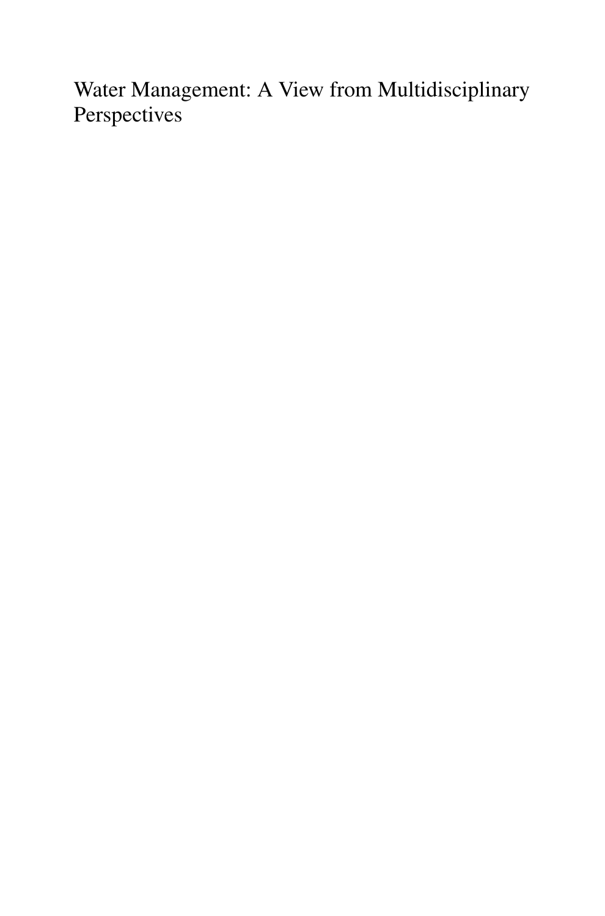# Water Management: A View from Multidisciplinary Perspectives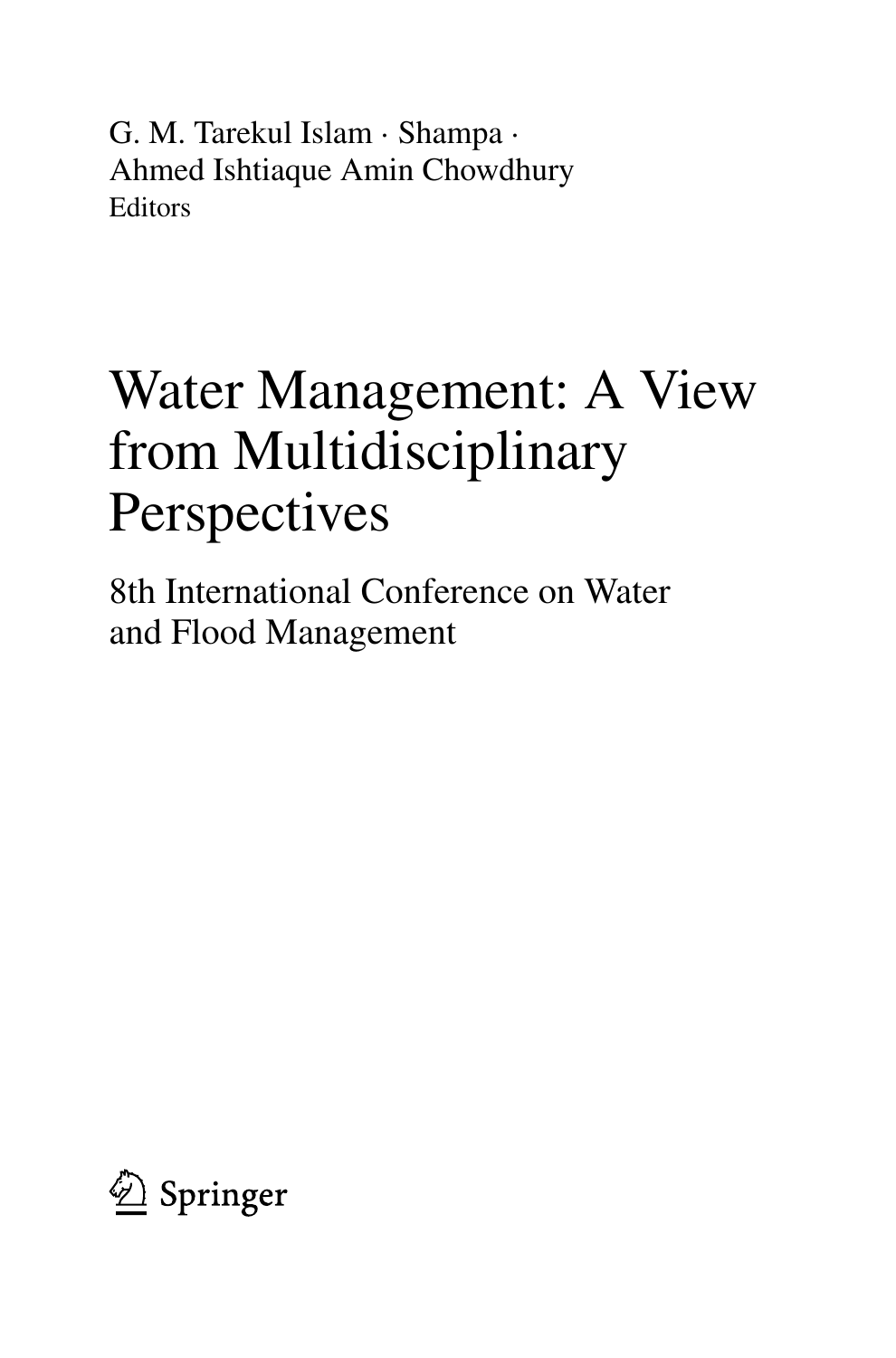G. M. Tarekul Islam · Shampa · Ahmed Ishtiaque Amin Chowdhury
Editors

# Water Management: A View from Multidisciplinary Perspectives

## 8th International Conference on Water and Flood Management

Springer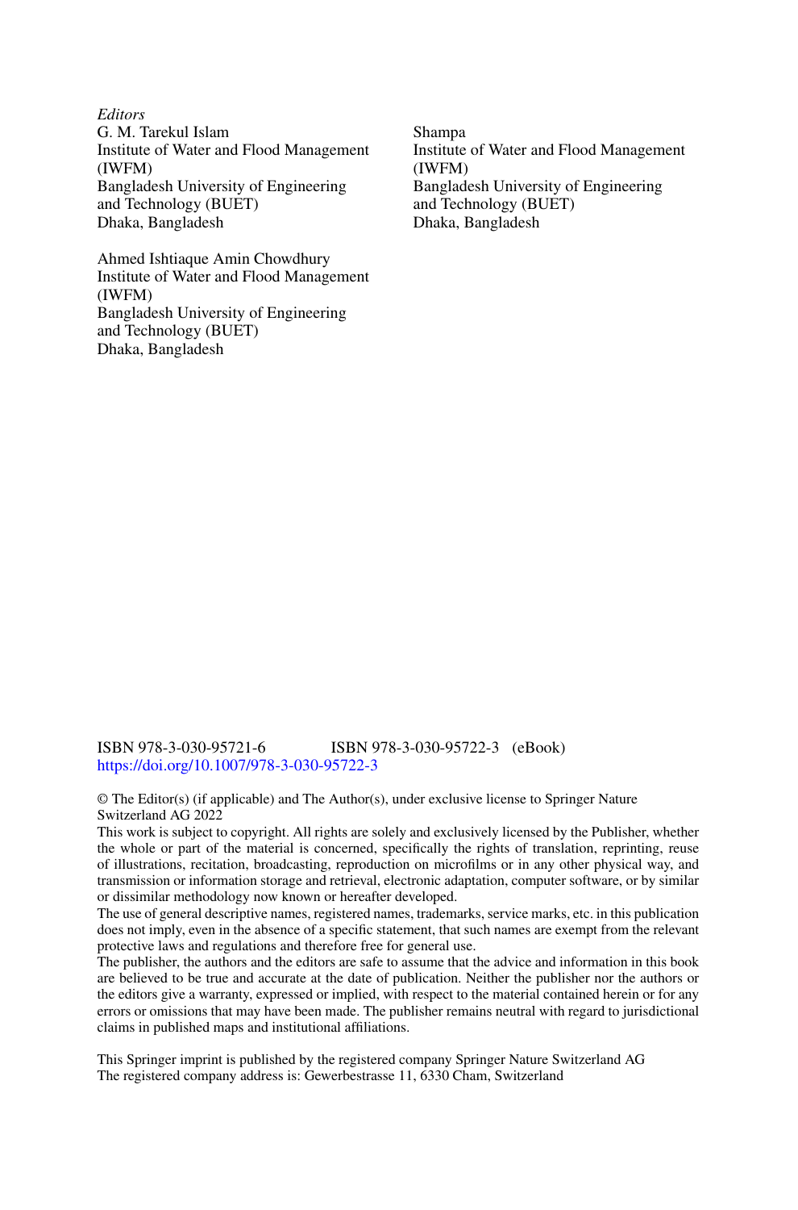*Editors*

G. M. Tarekul Islam
Institute of Water and Flood Management (IWFM)
Bangladesh University of Engineering and Technology (BUET)
Dhaka, Bangladesh

Ahmed Ishtiaque Amin Chowdhury
Institute of Water and Flood Management (IWFM)
Bangladesh University of Engineering and Technology (BUET)
Dhaka, Bangladesh

Shampa
Institute of Water and Flood Management (IWFM)
Bangladesh University of Engineering and Technology (BUET)
Dhaka, Bangladesh

ISBN 978-3-030-95721-6 ISBN 978-3-030-95722-3 (eBook)
https://doi.org/10.1007/978-3-030-95722-3

© The Editor(s) (if applicable) and The Author(s), under exclusive license to Springer Nature Switzerland AG 2022

This work is subject to copyright. All rights are solely and exclusively licensed by the Publisher, whether the whole or part of the material is concerned, specifically the rights of translation, reprinting, reuse of illustrations, recitation, broadcasting, reproduction on microfilms or in any other physical way, and transmission or information storage and retrieval, electronic adaptation, computer software, or by similar or dissimilar methodology now known or hereafter developed.

The use of general descriptive names, registered names, trademarks, service marks, etc. in this publication does not imply, even in the absence of a specific statement, that such names are exempt from the relevant protective laws and regulations and therefore free for general use.

The publisher, the authors and the editors are safe to assume that the advice and information in this book are believed to be true and accurate at the date of publication. Neither the publisher nor the authors or the editors give a warranty, expressed or implied, with respect to the material contained herein or for any errors or omissions that may have been made. The publisher remains neutral with regard to jurisdictional claims in published maps and institutional affiliations.

This Springer imprint is published by the registered company Springer Nature Switzerland AG
The registered company address is: Gewerbestrasse 11, 6330 Cham, Switzerland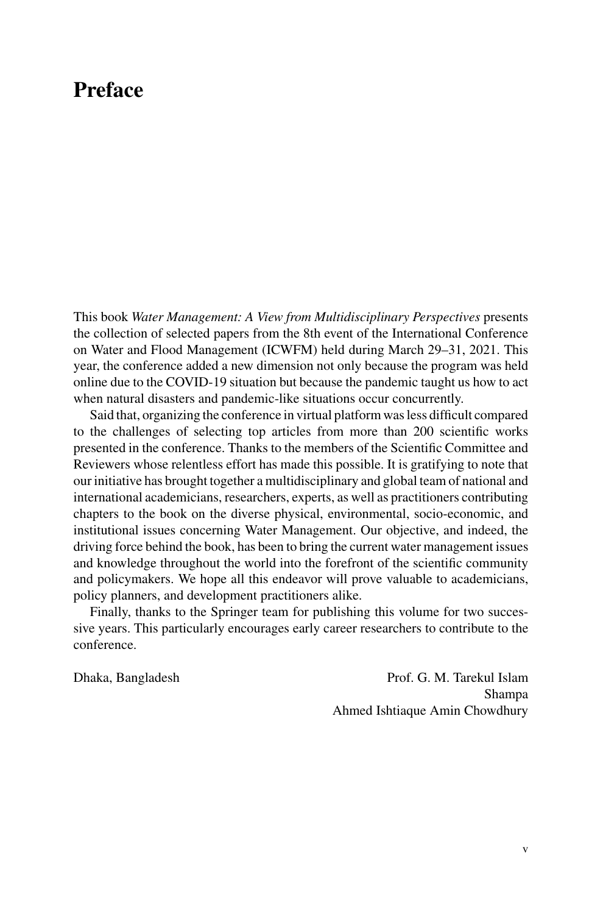# Preface

This book *Water Management: A View from Multidisciplinary Perspectives* presents the collection of selected papers from the 8th event of the International Conference on Water and Flood Management (ICWFM) held during March 29–31, 2021. This year, the conference added a new dimension not only because the program was held online due to the COVID-19 situation but because the pandemic taught us how to act when natural disasters and pandemic-like situations occur concurrently.

Said that, organizing the conference in virtual platform was less difficult compared to the challenges of selecting top articles from more than 200 scientific works presented in the conference. Thanks to the members of the Scientific Committee and Reviewers whose relentless effort has made this possible. It is gratifying to note that our initiative has brought together a multidisciplinary and global team of national and international academicians, researchers, experts, as well as practitioners contributing chapters to the book on the diverse physical, environmental, socio-economic, and institutional issues concerning Water Management. Our objective, and indeed, the driving force behind the book, has been to bring the current water management issues and knowledge throughout the world into the forefront of the scientific community and policymakers. We hope all this endeavor will prove valuable to academicians, policy planners, and development practitioners alike.

Finally, thanks to the Springer team for publishing this volume for two successive years. This particularly encourages early career researchers to contribute to the conference.

Dhaka, Bangladesh

Prof. G. M. Tarekul Islam
Shampa
Ahmed Ishtiaque Amin Chowdhury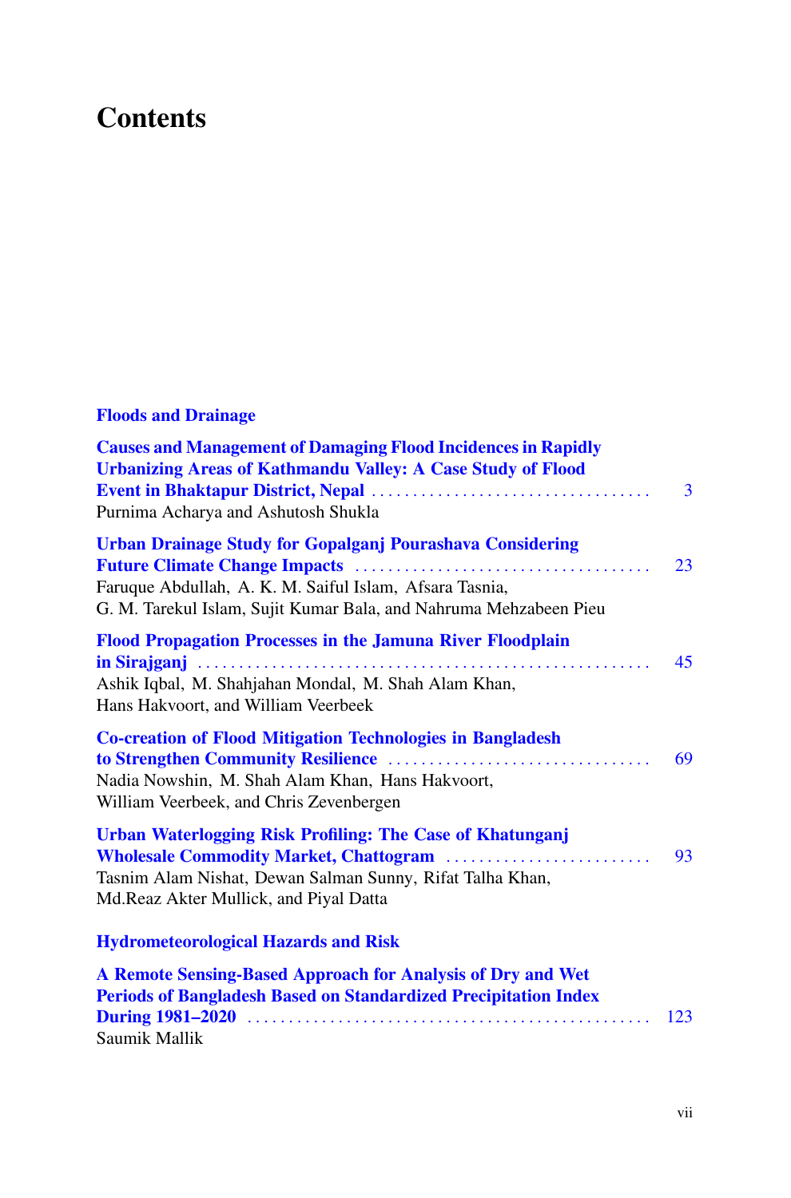# Contents

## Floods and Drainage

**Causes and Management of Damaging Flood Incidences in Rapidly Urbanizing Areas of Kathmandu Valley: A Case Study of Flood Event in Bhaktapur District, Nepal** ..... 3
Purnima Acharya and Ashutosh Shukla

**Urban Drainage Study for Gopalganj Pourashava Considering Future Climate Change Impacts** ..... 23
Faruque Abdullah, A. K. M. Saiful Islam, Afsara Tasnia, G. M. Tarekul Islam, Sujit Kumar Bala, and Nahruma Mehzabeen Pieu

**Flood Propagation Processes in the Jamuna River Floodplain in Sirajganj** ..... 45
Ashik Iqbal, M. Shahjahan Mondal, M. Shah Alam Khan, Hans Hakvoort, and William Veerbeek

**Co-creation of Flood Mitigation Technologies in Bangladesh to Strengthen Community Resilience** ..... 69
Nadia Nowshin, M. Shah Alam Khan, Hans Hakvoort, William Veerbeek, and Chris Zevenbergen

**Urban Waterlogging Risk Profiling: The Case of Khatunganj Wholesale Commodity Market, Chattogram** ..... 93
Tasnim Alam Nishat, Dewan Salman Sunny, Rifat Talha Khan, Md.Reaz Akter Mullick, and Piyal Datta

## Hydrometeorological Hazards and Risk

**A Remote Sensing-Based Approach for Analysis of Dry and Wet Periods of Bangladesh Based on Standardized Precipitation Index During 1981–2020** ..... 123
Saumik Mallik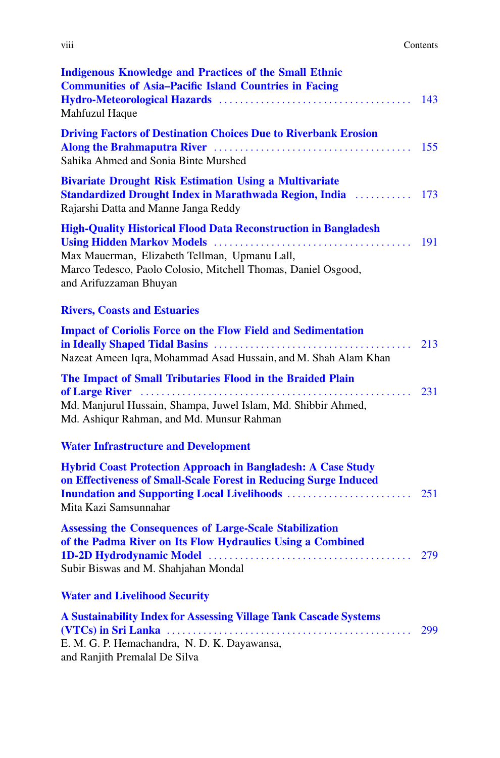**Indigenous Knowledge and Practices of the Small Ethnic Communities of Asia–Pacific Island Countries in Facing Hydro-Meteorological Hazards** ..... 143
Mahfuzul Haque

**Driving Factors of Destination Choices Due to Riverbank Erosion Along the Brahmaputra River** ..... 155
Sahika Ahmed and Sonia Binte Murshed

**Bivariate Drought Risk Estimation Using a Multivariate Standardized Drought Index in Marathwada Region, India** ..... 173
Rajarshi Datta and Manne Janga Reddy

**High-Quality Historical Flood Data Reconstruction in Bangladesh Using Hidden Markov Models** ..... 191
Max Mauerman, Elizabeth Tellman, Upmanu Lall, Marco Tedesco, Paolo Colosio, Mitchell Thomas, Daniel Osgood, and Arifuzzaman Bhuyan

## Rivers, Coasts and Estuaries

**Impact of Coriolis Force on the Flow Field and Sedimentation in Ideally Shaped Tidal Basins** ..... 213
Nazeat Ameen Iqra, Mohammad Asad Hussain, and M. Shah Alam Khan

**The Impact of Small Tributaries Flood in the Braided Plain of Large River** ..... 231
Md. Manjurul Hussain, Shampa, Juwel Islam, Md. Shibbir Ahmed, Md. Ashiqur Rahman, and Md. Munsur Rahman

## Water Infrastructure and Development

**Hybrid Coast Protection Approach in Bangladesh: A Case Study on Effectiveness of Small-Scale Forest in Reducing Surge Induced Inundation and Supporting Local Livelihoods** ..... 251
Mita Kazi Samsunnahar

**Assessing the Consequences of Large-Scale Stabilization of the Padma River on Its Flow Hydraulics Using a Combined 1D-2D Hydrodynamic Model** ..... 279
Subir Biswas and M. Shahjahan Mondal

## Water and Livelihood Security

**A Sustainability Index for Assessing Village Tank Cascade Systems (VTCs) in Sri Lanka** ..... 299
E. M. G. P. Hemachandra, N. D. K. Dayawansa, and Ranjith Premalal De Silva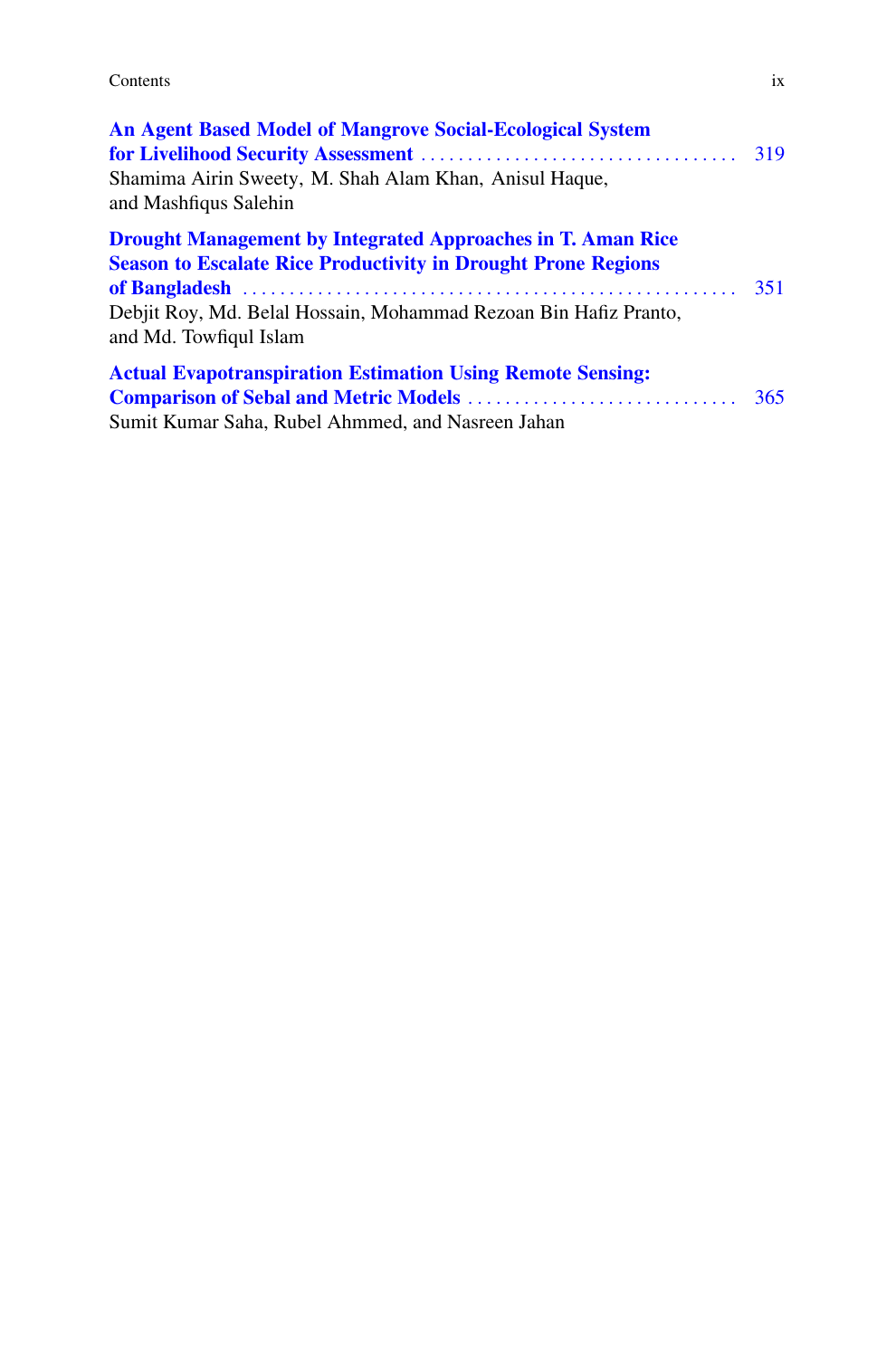**An Agent Based Model of Mangrove Social-Ecological System for Livelihood Security Assessment** .................................. 319
Shamima Airin Sweety, M. Shah Alam Khan, Anisul Haque, and Mashfiqus Salehin

**Drought Management by Integrated Approaches in T. Aman Rice Season to Escalate Rice Productivity in Drought Prone Regions of Bangladesh** .................................................... 351
Debjit Roy, Md. Belal Hossain, Mohammad Rezoan Bin Hafiz Pranto, and Md. Towfiqul Islam

**Actual Evapotranspiration Estimation Using Remote Sensing: Comparison of Sebal and Metric Models** ............................. 365
Sumit Kumar Saha, Rubel Ahmmed, and Nasreen Jahan